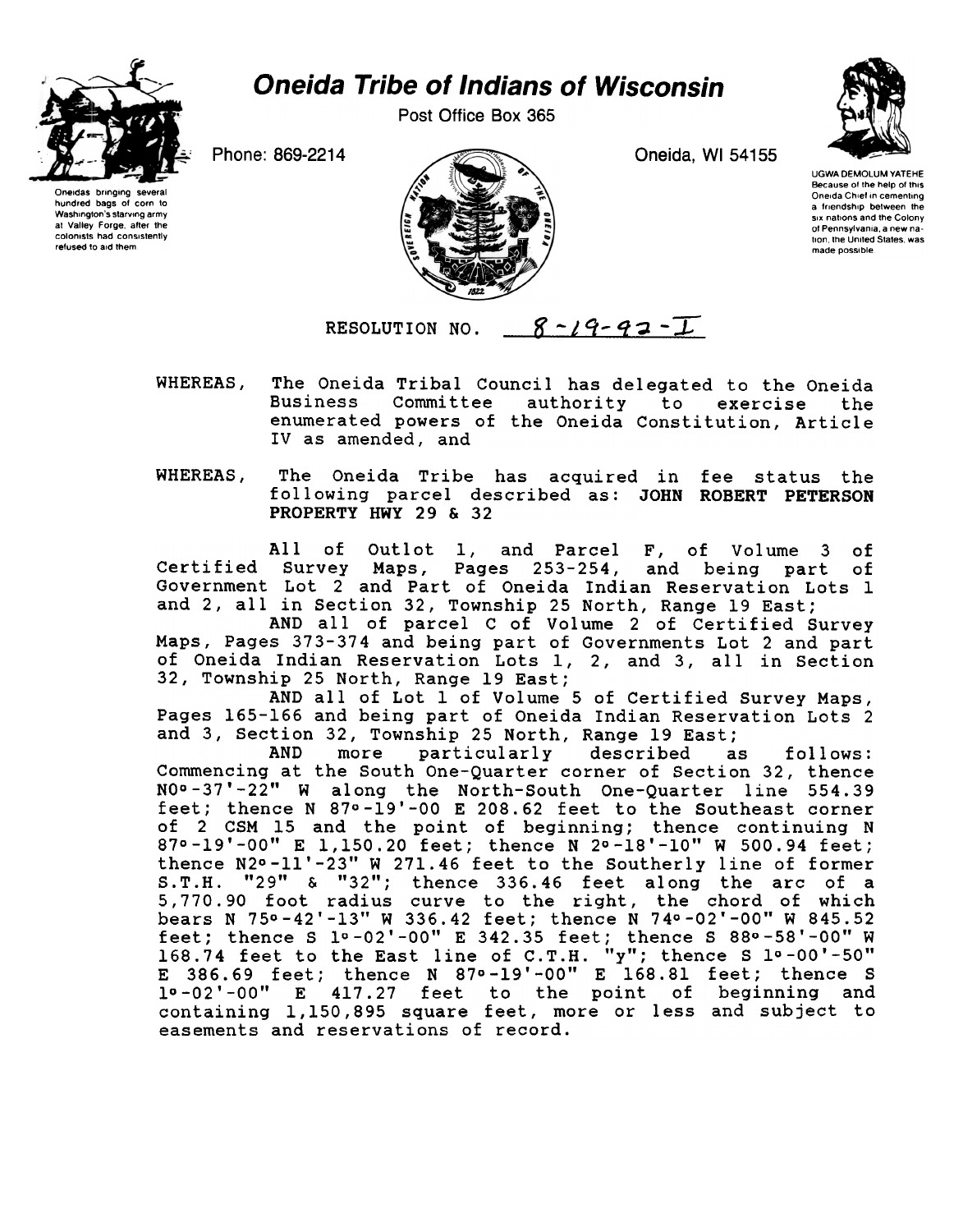# Oneida Tribe of Indians of Wisconsin

Post Office Box 365

Phone: 869-2214

Oneida, WI 54155

Oneidas bringing several hundred bags of corn to Washington's starving army at Valley Forge, after the colonists had consistently refused to aid them

UGWA DEMOLUM YATEHE
Because of the help of this Oneida Chief in cementing a friendship between the six nations and the Colony of Pennsylvania, a new nation, the United States, was made possible.

RESOLUTION NO. 8-19-92-I

WHEREAS, The Oneida Tribal Council has delegated to the Oneida Business Committee authority to exercise the enumerated powers of the Oneida Constitution, Article IV as amended, and

WHEREAS, The Oneida Tribe has acquired in fee status the following parcel described as: **JOHN ROBERT PETERSON PROPERTY HWY 29 & 32**

All of Outlot 1, and Parcel F, of Volume 3 of Certified Survey Maps, Pages 253-254, and being part of Government Lot 2 and Part of Oneida Indian Reservation Lots 1 and 2, all in Section 32, Township 25 North, Range 19 East;

AND all of parcel C of Volume 2 of Certified Survey Maps, Pages 373-374 and being part of Governments Lot 2 and part of Oneida Indian Reservation Lots 1, 2, and 3, all in Section 32, Township 25 North, Range 19 East;

AND all of Lot 1 of Volume 5 of Certified Survey Maps, Pages 165-166 and being part of Oneida Indian Reservation Lots 2 and 3, Section 32, Township 25 North, Range 19 East;

AND more particularly described as follows: Commencing at the South One-Quarter corner of Section 32, thence N0°-37'-22" W along the North-South One-Quarter line 554.39 feet; thence N 87°-19'-00 E 208.62 feet to the Southeast corner of 2 CSM 15 and the point of beginning; thence continuing N 87°-19'-00" E 1,150.20 feet; thence N 2°-18'-10" W 500.94 feet; thence N2°-11'-23" W 271.46 feet to the Southerly line of former S.T.H. "29" & "32"; thence 336.46 feet along the arc of a 5,770.90 foot radius curve to the right, the chord of which bears N 75°-42'-13" W 336.42 feet; thence N 74°-02'-00" W 845.52 feet; thence S 1°-02'-00" E 342.35 feet; thence S 88°-58'-00" W 168.74 feet to the East line of C.T.H. "y"; thence S 1°-00'-50" E 386.69 feet; thence N 87°-19'-00" E 168.81 feet; thence S 1°-02'-00" E 417.27 feet to the point of beginning and containing 1,150,895 square feet, more or less and subject to easements and reservations of record.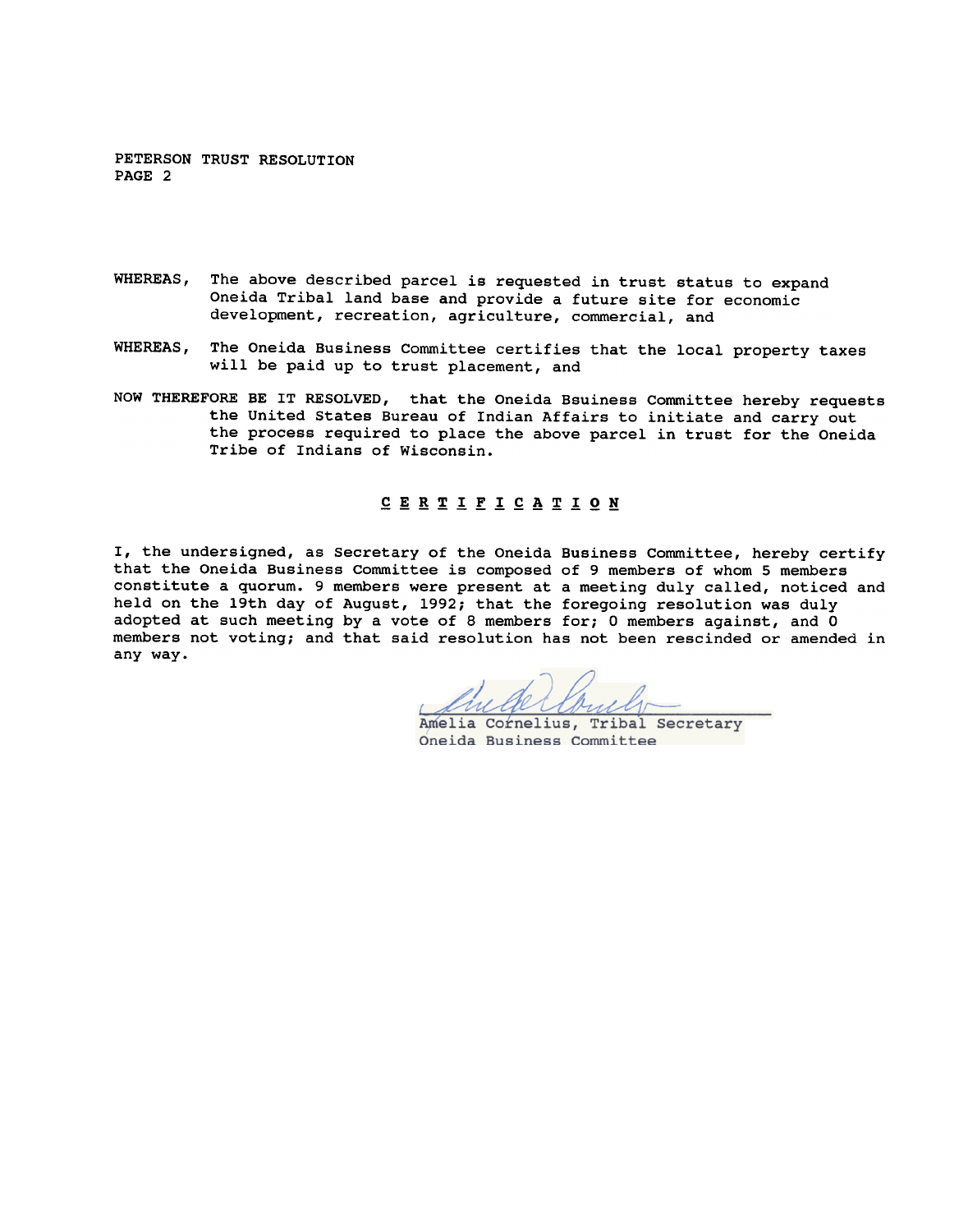PETERSON TRUST RESOLUTION
PAGE 2

WHEREAS, The above described parcel is requested in trust status to expand Oneida Tribal land base and provide a future site for economic development, recreation, agriculture, commercial, and

WHEREAS, The Oneida Business Committee certifies that the local property taxes will be paid up to trust placement, and

NOW THEREFORE BE IT RESOLVED, that the Oneida Bsuiness Committee hereby requests the United States Bureau of Indian Affairs to initiate and carry out the process required to place the above parcel in trust for the Oneida Tribe of Indians of Wisconsin.

## C E R T I F I C A T I O N

I, the undersigned, as Secretary of the Oneida Business Committee, hereby certify that the Oneida Business Committee is composed of 9 members of whom 5 members constitute a quorum. 9 members were present at a meeting duly called, noticed and held on the 19th day of August, 1992; that the foregoing resolution was duly adopted at such meeting by a vote of 8 members for; 0 members against, and 0 members not voting; and that said resolution has not been rescinded or amended in any way.

Amelia Cornelius, Tribal Secretary
Oneida Business Committee